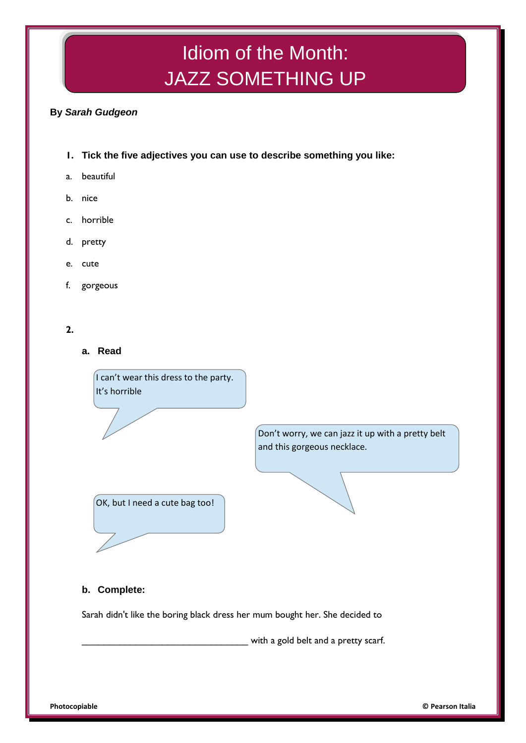# Idiom of the Month: JAZZ SOMETHING UP

**By *Sarah Gudgeon***

**1. Tick the five adjectives you can use to describe something you like:**

a. beautiful

b. nice

c. horrible

d. pretty

e. cute

f. gorgeous

**2.**

**a. Read**

I can't wear this dress to the party. It's horrible

Don't worry, we can jazz it up with a pretty belt and this gorgeous necklace.

OK, but I need a cute bag too!

**b. Complete:**

Sarah didn't like the boring black dress her mum bought her. She decided to

___________________________________ with a gold belt and a pretty scarf.

**Photocopiable** **© Pearson Italia**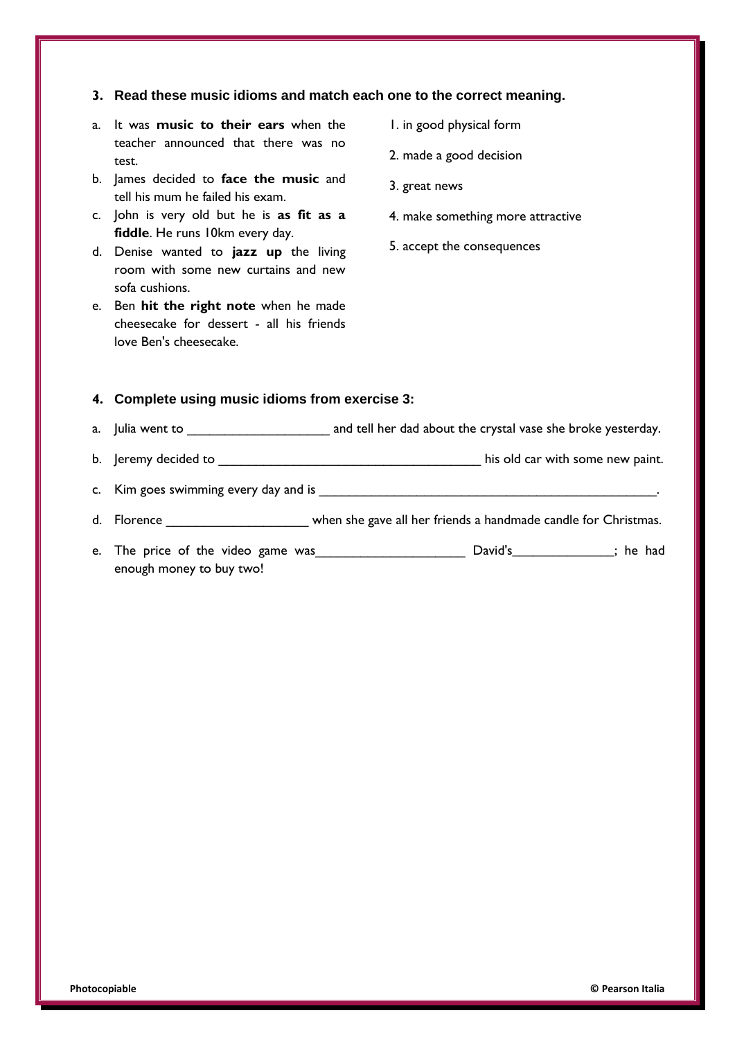### 3. Read these music idioms and match each one to the correct meaning.

a. It was **music to their ears** when the teacher announced that there was no test.
b. James decided to **face the music** and tell his mum he failed his exam.
c. John is very old but he is **as fit as a fiddle**. He runs 10km every day.
d. Denise wanted to **jazz up** the living room with some new curtains and new sofa cushions.
e. Ben **hit the right note** when he made cheesecake for dessert - all his friends love Ben's cheesecake.

1. in good physical form
2. made a good decision
3. great news
4. make something more attractive
5. accept the consequences

### 4. Complete using music idioms from exercise 3:

a. Julia went to ____________________ and tell her dad about the crystal vase she broke yesterday.

b. Jeremy decided to ______________________________________ his old car with some new paint.

c. Kim goes swimming every day and is ________________________________________________.

d. Florence ____________________ when she gave all her friends a handmade candle for Christmas.

e. The price of the video game was_____________________ David's______________; he had enough money to buy two!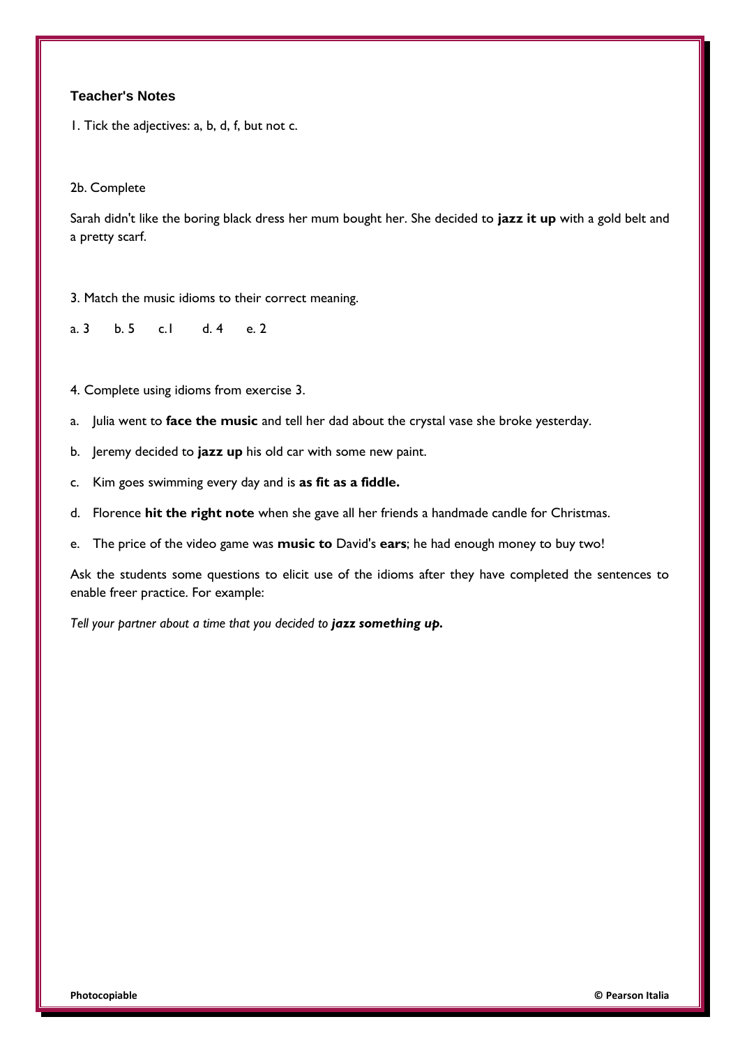### Teacher's Notes

1. Tick the adjectives: a, b, d, f, but not c.

2b. Complete

Sarah didn't like the boring black dress her mum bought her. She decided to **jazz it up** with a gold belt and a pretty scarf.

3. Match the music idioms to their correct meaning.

a. 3 b. 5 c. 1 d. 4 e. 2

4. Complete using idioms from exercise 3.

a. Julia went to **face the music** and tell her dad about the crystal vase she broke yesterday.
b. Jeremy decided to **jazz up** his old car with some new paint.
c. Kim goes swimming every day and is **as fit as a fiddle.**
d. Florence **hit the right note** when she gave all her friends a handmade candle for Christmas.
e. The price of the video game was **music to** David's **ears**; he had enough money to buy two!

Ask the students some questions to elicit use of the idioms after they have completed the sentences to enable freer practice. For example:

*Tell your partner about a time that you decided to **jazz something up.***

**Photocopiable** **© Pearson Italia**